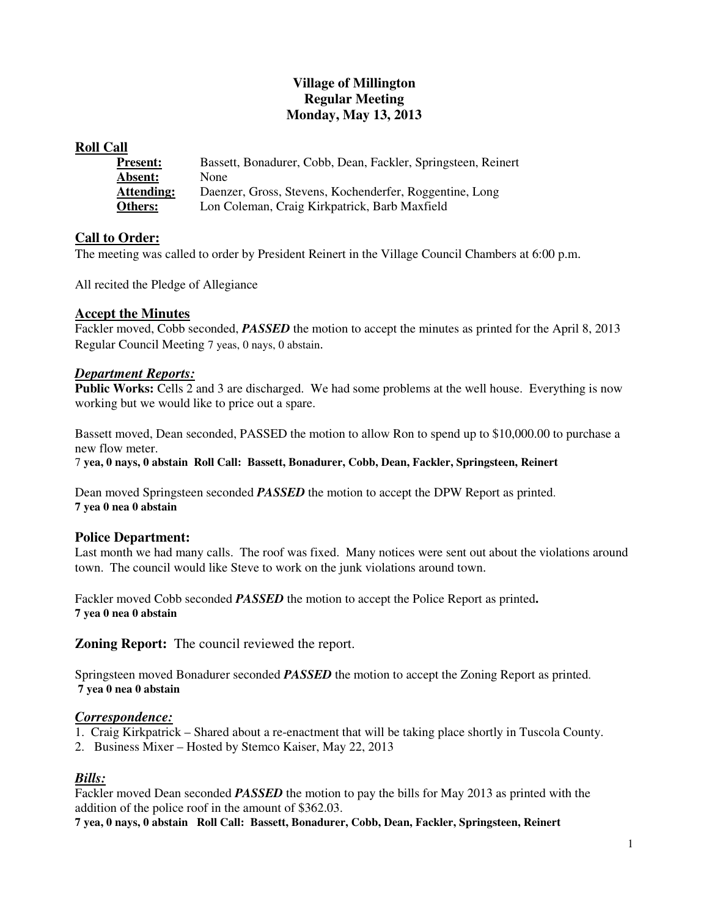# Village of Millington
# Regular Meeting
# Monday, May 13, 2013

## Roll Call

**Present:** Bassett, Bonadurer, Cobb, Dean, Fackler, Springsteen, Reinert
**Absent:** None
**Attending:** Daenzer, Gross, Stevens, Kochenderfer, Roggentine, Long
**Others:** Lon Coleman, Craig Kirkpatrick, Barb Maxfield

## Call to Order:

The meeting was called to order by President Reinert in the Village Council Chambers at 6:00 p.m.

All recited the Pledge of Allegiance

## Accept the Minutes

Fackler moved, Cobb seconded, ***PASSED*** the motion to accept the minutes as printed for the April 8, 2013 Regular Council Meeting 7 yeas, 0 nays, 0 abstain.

## *Department Reports:*

**Public Works:** Cells 2 and 3 are discharged. We had some problems at the well house. Everything is now working but we would like to price out a spare.

Bassett moved, Dean seconded, PASSED the motion to allow Ron to spend up to $10,000.00 to purchase a new flow meter.
7 **yea, 0 nays, 0 abstain Roll Call: Bassett, Bonadurer, Cobb, Dean, Fackler, Springsteen, Reinert**

Dean moved Springsteen seconded ***PASSED*** the motion to accept the DPW Report as printed.
**7 yea 0 nea 0 abstain**

## Police Department:

Last month we had many calls. The roof was fixed. Many notices were sent out about the violations around town. The council would like Steve to work on the junk violations around town.

Fackler moved Cobb seconded ***PASSED*** the motion to accept the Police Report as printed**.**
**7 yea 0 nea 0 abstain**

**Zoning Report:** The council reviewed the report.

Springsteen moved Bonadurer seconded ***PASSED*** the motion to accept the Zoning Report as printed.
**7 yea 0 nea 0 abstain**

## *Correspondence:*

1. Craig Kirkpatrick – Shared about a re-enactment that will be taking place shortly in Tuscola County.
2. Business Mixer – Hosted by Stemco Kaiser, May 22, 2013

## *Bills:*

Fackler moved Dean seconded ***PASSED*** the motion to pay the bills for May 2013 as printed with the addition of the police roof in the amount of $362.03.
**7 yea, 0 nays, 0 abstain Roll Call: Bassett, Bonadurer, Cobb, Dean, Fackler, Springsteen, Reinert**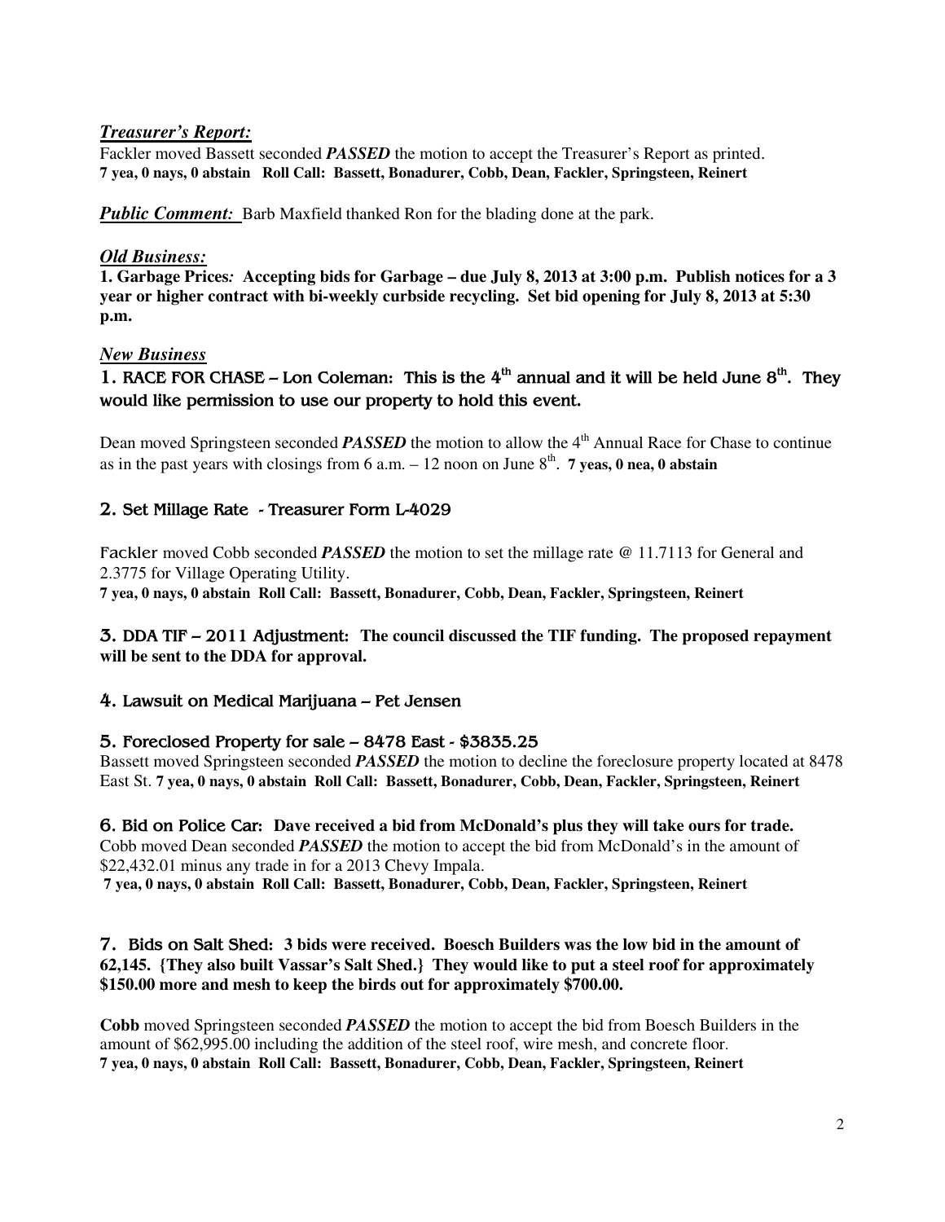### *Treasurer's Report:*

Fackler moved Bassett seconded ***PASSED*** the motion to accept the Treasurer's Report as printed.
**7 yea, 0 nays, 0 abstain Roll Call: Bassett, Bonadurer, Cobb, Dean, Fackler, Springsteen, Reinert**

***Public Comment:*** Barb Maxfield thanked Ron for the blading done at the park.

### *Old Business:*

**1. Garbage Prices*:* Accepting bids for Garbage – due July 8, 2013 at 3:00 p.m. Publish notices for a 3 year or higher contract with bi-weekly curbside recycling. Set bid opening for July 8, 2013 at 5:30 p.m.**

### *New Business*

**1. RACE FOR CHASE – Lon Coleman: This is the 4th annual and it will be held June 8th. They would like permission to use our property to hold this event.**

Dean moved Springsteen seconded ***PASSED*** the motion to allow the 4th Annual Race for Chase to continue as in the past years with closings from 6 a.m. – 12 noon on June 8th. **7 yeas, 0 nea, 0 abstain**

**2. Set Millage Rate - Treasurer Form L-4029**

Fackler moved Cobb seconded ***PASSED*** the motion to set the millage rate @ 11.7113 for General and 2.3775 for Village Operating Utility.
**7 yea, 0 nays, 0 abstain Roll Call: Bassett, Bonadurer, Cobb, Dean, Fackler, Springsteen, Reinert**

**3. DDA TIF – 2011 Adjustment: The council discussed the TIF funding. The proposed repayment will be sent to the DDA for approval.**

**4. Lawsuit on Medical Marijuana – Pet Jensen**

**5. Foreclosed Property for sale – 8478 East - $3835.25**

Bassett moved Springsteen seconded ***PASSED*** the motion to decline the foreclosure property located at 8478 East St. **7 yea, 0 nays, 0 abstain Roll Call: Bassett, Bonadurer, Cobb, Dean, Fackler, Springsteen, Reinert**

**6. Bid on Police Car: Dave received a bid from McDonald's plus they will take ours for trade.**
Cobb moved Dean seconded ***PASSED*** the motion to accept the bid from McDonald's in the amount of $22,432.01 minus any trade in for a 2013 Chevy Impala.
**7 yea, 0 nays, 0 abstain Roll Call: Bassett, Bonadurer, Cobb, Dean, Fackler, Springsteen, Reinert**

**7. Bids on Salt Shed: 3 bids were received. Boesch Builders was the low bid in the amount of 62,145. {They also built Vassar's Salt Shed.} They would like to put a steel roof for approximately $150.00 more and mesh to keep the birds out for approximately $700.00.**

**Cobb** moved Springsteen seconded ***PASSED*** the motion to accept the bid from Boesch Builders in the amount of $62,995.00 including the addition of the steel roof, wire mesh, and concrete floor.
**7 yea, 0 nays, 0 abstain Roll Call: Bassett, Bonadurer, Cobb, Dean, Fackler, Springsteen, Reinert**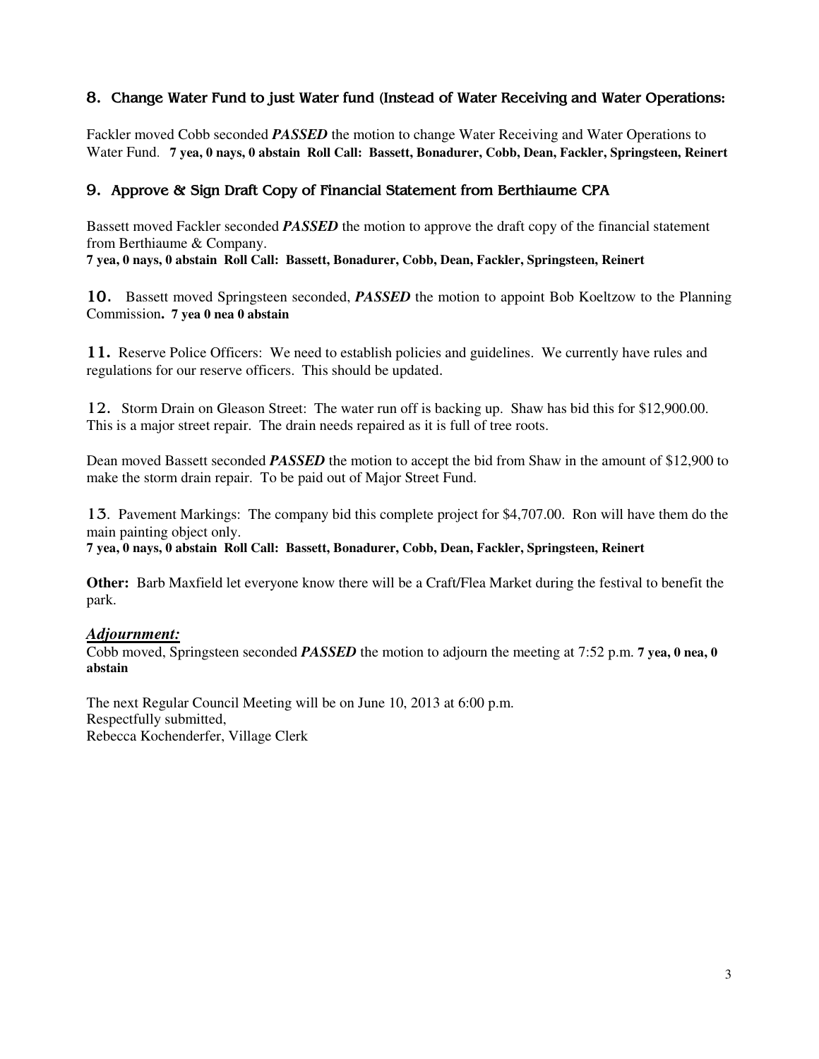## 8. Change Water Fund to just Water fund (Instead of Water Receiving and Water Operations:

Fackler moved Cobb seconded ***PASSED*** the motion to change Water Receiving and Water Operations to Water Fund. **7 yea, 0 nays, 0 abstain Roll Call: Bassett, Bonadurer, Cobb, Dean, Fackler, Springsteen, Reinert**

## 9. Approve & Sign Draft Copy of Financial Statement from Berthiaume CPA

Bassett moved Fackler seconded ***PASSED*** the motion to approve the draft copy of the financial statement from Berthiaume & Company.
**7 yea, 0 nays, 0 abstain Roll Call: Bassett, Bonadurer, Cobb, Dean, Fackler, Springsteen, Reinert**

**10.** Bassett moved Springsteen seconded, ***PASSED*** the motion to appoint Bob Koeltzow to the Planning Commission**. 7 yea 0 nea 0 abstain**

**11.** Reserve Police Officers: We need to establish policies and guidelines. We currently have rules and regulations for our reserve officers. This should be updated.

**12.** Storm Drain on Gleason Street: The water run off is backing up. Shaw has bid this for $12,900.00. This is a major street repair. The drain needs repaired as it is full of tree roots.

Dean moved Bassett seconded ***PASSED*** the motion to accept the bid from Shaw in the amount of $12,900 to make the storm drain repair. To be paid out of Major Street Fund.

**13.** Pavement Markings: The company bid this complete project for $4,707.00. Ron will have them do the main painting object only.
**7 yea, 0 nays, 0 abstain Roll Call: Bassett, Bonadurer, Cobb, Dean, Fackler, Springsteen, Reinert**

**Other:** Barb Maxfield let everyone know there will be a Craft/Flea Market during the festival to benefit the park.

### ***Adjournment:***

Cobb moved, Springsteen seconded ***PASSED*** the motion to adjourn the meeting at 7:52 p.m. **7 yea, 0 nea, 0 abstain**

The next Regular Council Meeting will be on June 10, 2013 at 6:00 p.m.
Respectfully submitted,
Rebecca Kochenderfer, Village Clerk